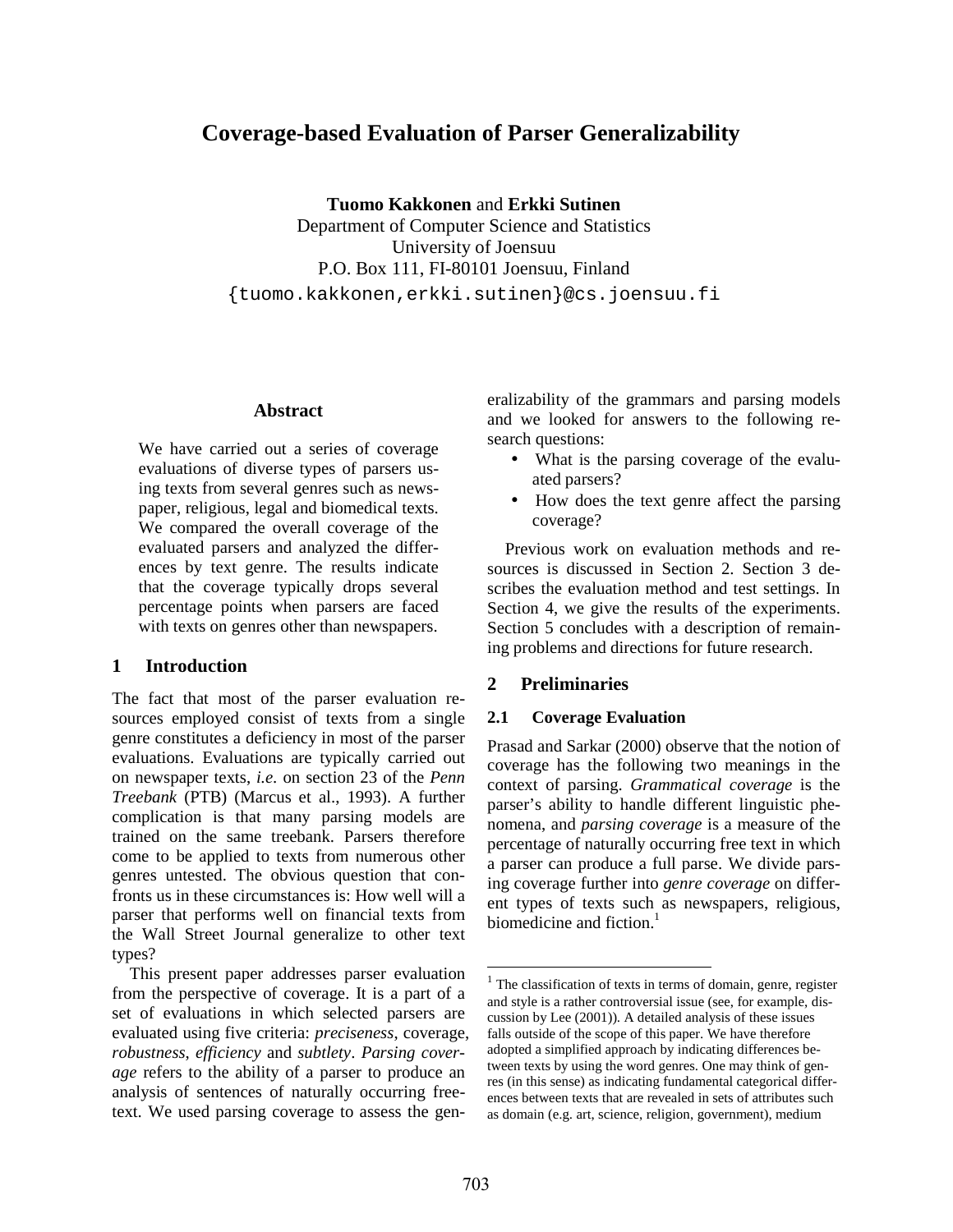# Coverage-based Evaluation of Parser Generalizability

**Tuomo Kakkonen** and **Erkki Sutinen**
Department of Computer Science and Statistics
University of Joensuu
P.O. Box 111, FI-80101 Joensuu, Finland
{tuomo.kakkonen,erkki.sutinen}@cs.joensuu.fi

## Abstract

We have carried out a series of coverage evaluations of diverse types of parsers using texts from several genres such as newspaper, religious, legal and biomedical texts. We compared the overall coverage of the evaluated parsers and analyzed the differences by text genre. The results indicate that the coverage typically drops several percentage points when parsers are faced with texts on genres other than newspapers.

## 1 Introduction

The fact that most of the parser evaluation resources employed consist of texts from a single genre constitutes a deficiency in most of the parser evaluations. Evaluations are typically carried out on newspaper texts, *i.e.* on section 23 of the *Penn Treebank* (PTB) (Marcus et al., 1993). A further complication is that many parsing models are trained on the same treebank. Parsers therefore come to be applied to texts from numerous other genres untested. The obvious question that confronts us in these circumstances is: How well will a parser that performs well on financial texts from the Wall Street Journal generalize to other text types?

This present paper addresses parser evaluation from the perspective of coverage. It is a part of a set of evaluations in which selected parsers are evaluated using five criteria: *preciseness*, coverage, *robustness*, *efficiency* and *subtlety*. *Parsing coverage* refers to the ability of a parser to produce an analysis of sentences of naturally occurring free-text. We used parsing coverage to assess the generalizability of the grammars and parsing models and we looked for answers to the following research questions:

- What is the parsing coverage of the evaluated parsers?
- How does the text genre affect the parsing coverage?

Previous work on evaluation methods and resources is discussed in Section 2. Section 3 describes the evaluation method and test settings. In Section 4, we give the results of the experiments. Section 5 concludes with a description of remaining problems and directions for future research.

## 2 Preliminaries

### 2.1 Coverage Evaluation

Prasad and Sarkar (2000) observe that the notion of coverage has the following two meanings in the context of parsing. *Grammatical coverage* is the parser's ability to handle different linguistic phenomena, and *parsing coverage* is a measure of the percentage of naturally occurring free text in which a parser can produce a full parse. We divide parsing coverage further into *genre coverage* on different types of texts such as newspapers, religious, biomedicine and fiction.[1]

[1] The classification of texts in terms of domain, genre, register and style is a rather controversial issue (see, for example, discussion by Lee (2001)). A detailed analysis of these issues falls outside of the scope of this paper. We have therefore adopted a simplified approach by indicating differences between texts by using the word genres. One may think of genres (in this sense) as indicating fundamental categorical differences between texts that are revealed in sets of attributes such as domain (e.g. art, science, religion, government), medium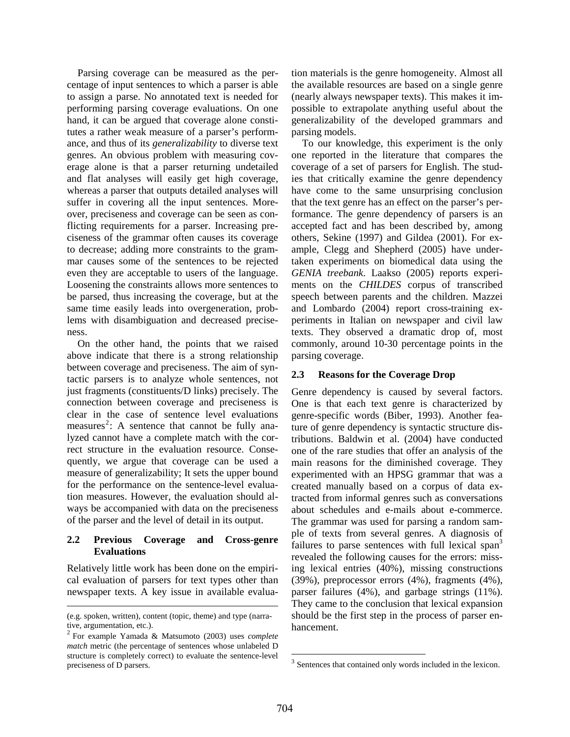Parsing coverage can be measured as the percentage of input sentences to which a parser is able to assign a parse. No annotated text is needed for performing parsing coverage evaluations. On one hand, it can be argued that coverage alone constitutes a rather weak measure of a parser's performance, and thus of its *generalizability* to diverse text genres. An obvious problem with measuring coverage alone is that a parser returning undetailed and flat analyses will easily get high coverage, whereas a parser that outputs detailed analyses will suffer in covering all the input sentences. Moreover, preciseness and coverage can be seen as conflicting requirements for a parser. Increasing preciseness of the grammar often causes its coverage to decrease; adding more constraints to the grammar causes some of the sentences to be rejected even they are acceptable to users of the language. Loosening the constraints allows more sentences to be parsed, thus increasing the coverage, but at the same time easily leads into overgeneration, problems with disambiguation and decreased preciseness.

On the other hand, the points that we raised above indicate that there is a strong relationship between coverage and preciseness. The aim of syntactic parsers is to analyze whole sentences, not just fragments (constituents/D links) precisely. The connection between coverage and preciseness is clear in the case of sentence level evaluations measures[2]: A sentence that cannot be fully analyzed cannot have a complete match with the correct structure in the evaluation resource. Consequently, we argue that coverage can be used a measure of generalizability; It sets the upper bound for the performance on the sentence-level evaluation measures. However, the evaluation should always be accompanied with data on the preciseness of the parser and the level of detail in its output.

### 2.2 Previous Coverage and Cross-genre Evaluations

Relatively little work has been done on the empirical evaluation of parsers for text types other than newspaper texts. A key issue in available evaluation materials is the genre homogeneity. Almost all the available resources are based on a single genre (nearly always newspaper texts). This makes it impossible to extrapolate anything useful about the generalizability of the developed grammars and parsing models.

To our knowledge, this experiment is the only one reported in the literature that compares the coverage of a set of parsers for English. The studies that critically examine the genre dependency have come to the same unsurprising conclusion that the text genre has an effect on the parser's performance. The genre dependency of parsers is an accepted fact and has been described by, among others, Sekine (1997) and Gildea (2001). For example, Clegg and Shepherd (2005) have undertaken experiments on biomedical data using the *GENIA treebank*. Laakso (2005) reports experiments on the *CHILDES* corpus of transcribed speech between parents and the children. Mazzei and Lombardo (2004) report cross-training experiments in Italian on newspaper and civil law texts. They observed a dramatic drop of, most commonly, around 10-30 percentage points in the parsing coverage.

### 2.3 Reasons for the Coverage Drop

Genre dependency is caused by several factors. One is that each text genre is characterized by genre-specific words (Biber, 1993). Another feature of genre dependency is syntactic structure distributions. Baldwin et al. (2004) have conducted one of the rare studies that offer an analysis of the main reasons for the diminished coverage. They experimented with an HPSG grammar that was a created manually based on a corpus of data extracted from informal genres such as conversations about schedules and e-mails about e-commerce. The grammar was used for parsing a random sample of texts from several genres. A diagnosis of failures to parse sentences with full lexical span[3] revealed the following causes for the errors: missing lexical entries (40%), missing constructions (39%), preprocessor errors (4%), fragments (4%), parser failures (4%), and garbage strings (11%). They came to the conclusion that lexical expansion should be the first step in the process of parser enhancement.

---

(e.g. spoken, written), content (topic, theme) and type (narrative, argumentation, etc.).

[2] For example Yamada & Matsumoto (2003) uses *complete match* metric (the percentage of sentences whose unlabeled D structure is completely correct) to evaluate the sentence-level preciseness of D parsers.

[3] Sentences that contained only words included in the lexicon.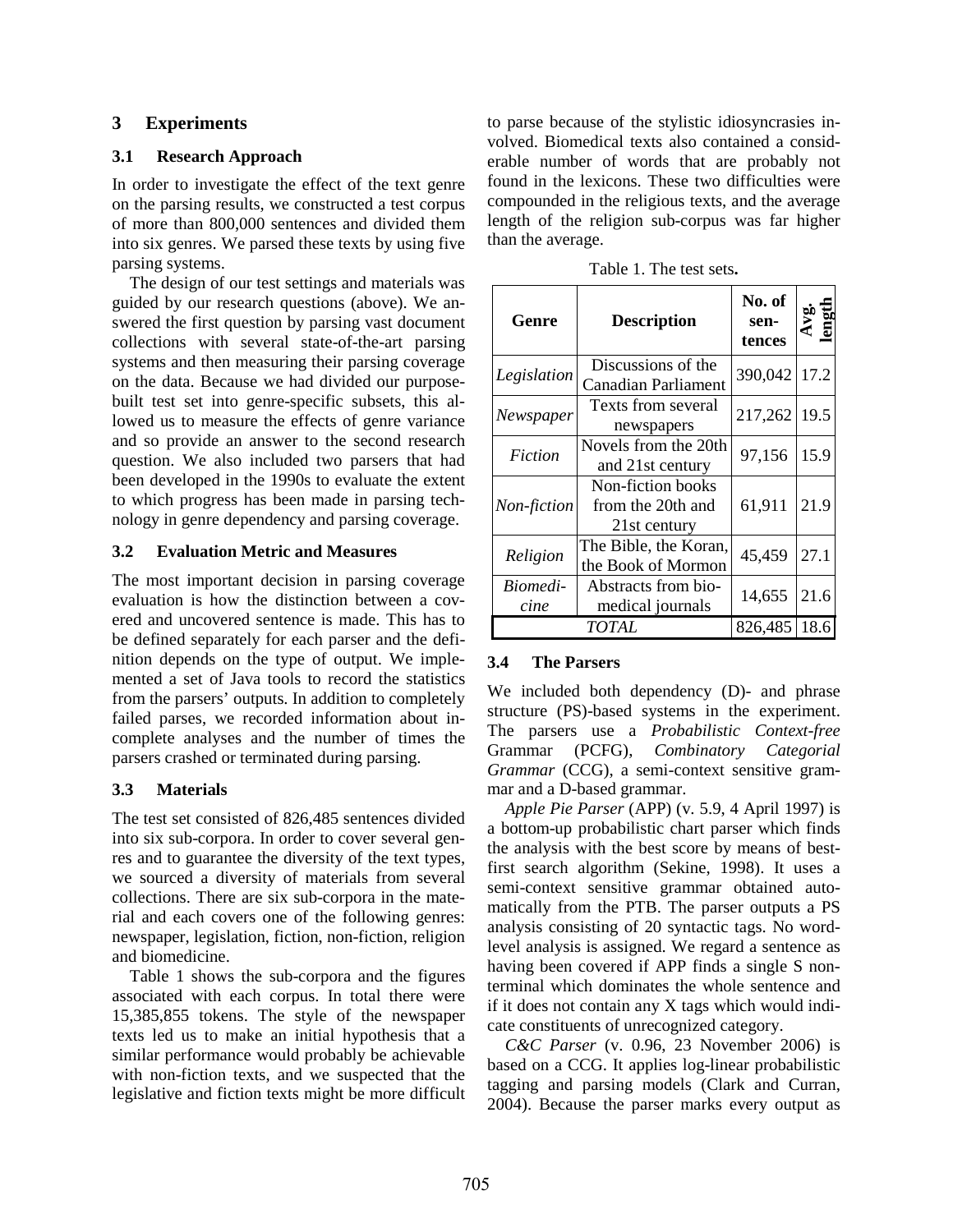## 3 Experiments

### 3.1 Research Approach

In order to investigate the effect of the text genre on the parsing results, we constructed a test corpus of more than 800,000 sentences and divided them into six genres. We parsed these texts by using five parsing systems.

The design of our test settings and materials was guided by our research questions (above). We answered the first question by parsing vast document collections with several state-of-the-art parsing systems and then measuring their parsing coverage on the data. Because we had divided our purpose-built test set into genre-specific subsets, this allowed us to measure the effects of genre variance and so provide an answer to the second research question. We also included two parsers that had been developed in the 1990s to evaluate the extent to which progress has been made in parsing technology in genre dependency and parsing coverage.

### 3.2 Evaluation Metric and Measures

The most important decision in parsing coverage evaluation is how the distinction between a covered and uncovered sentence is made. This has to be defined separately for each parser and the definition depends on the type of output. We implemented a set of Java tools to record the statistics from the parsers' outputs. In addition to completely failed parses, we recorded information about incomplete analyses and the number of times the parsers crashed or terminated during parsing.

### 3.3 Materials

The test set consisted of 826,485 sentences divided into six sub-corpora. In order to cover several genres and to guarantee the diversity of the text types, we sourced a diversity of materials from several collections. There are six sub-corpora in the material and each covers one of the following genres: newspaper, legislation, fiction, non-fiction, religion and biomedicine.

Table 1 shows the sub-corpora and the figures associated with each corpus. In total there were 15,385,855 tokens. The style of the newspaper texts led us to make an initial hypothesis that a similar performance would probably be achievable with non-fiction texts, and we suspected that the legislative and fiction texts might be more difficult to parse because of the stylistic idiosyncrasies involved. Biomedical texts also contained a considerable number of words that are probably not found in the lexicons. These two difficulties were compounded in the religious texts, and the average length of the religion sub-corpus was far higher than the average.

Table 1. The test sets.

| Genre | Description | No. of sentences | Avg. length |
|---|---|---|---|
| *Legislation* | Discussions of the Canadian Parliament | 390,042 | 17.2 |
| *Newspaper* | Texts from several newspapers | 217,262 | 19.5 |
| *Fiction* | Novels from the 20th and 21st century | 97,156 | 15.9 |
| *Non-fiction* | Non-fiction books from the 20th and 21st century | 61,911 | 21.9 |
| *Religion* | The Bible, the Koran, the Book of Mormon | 45,459 | 27.1 |
| *Biomedicine* | Abstracts from biomedical journals | 14,655 | 21.6 |
| *TOTAL* | | 826,485 | 18.6 |

### 3.4 The Parsers

We included both dependency (D)- and phrase structure (PS)-based systems in the experiment. The parsers use a *Probabilistic Context-free* Grammar (PCFG), *Combinatory Categorial Grammar* (CCG), a semi-context sensitive grammar and a D-based grammar.

*Apple Pie Parser* (APP) (v. 5.9, 4 April 1997) is a bottom-up probabilistic chart parser which finds the analysis with the best score by means of best-first search algorithm (Sekine, 1998). It uses a semi-context sensitive grammar obtained automatically from the PTB. The parser outputs a PS analysis consisting of 20 syntactic tags. No word-level analysis is assigned. We regard a sentence as having been covered if APP finds a single S non-terminal which dominates the whole sentence and if it does not contain any X tags which would indicate constituents of unrecognized category.

*C&C Parser* (v. 0.96, 23 November 2006) is based on a CCG. It applies log-linear probabilistic tagging and parsing models (Clark and Curran, 2004). Because the parser marks every output as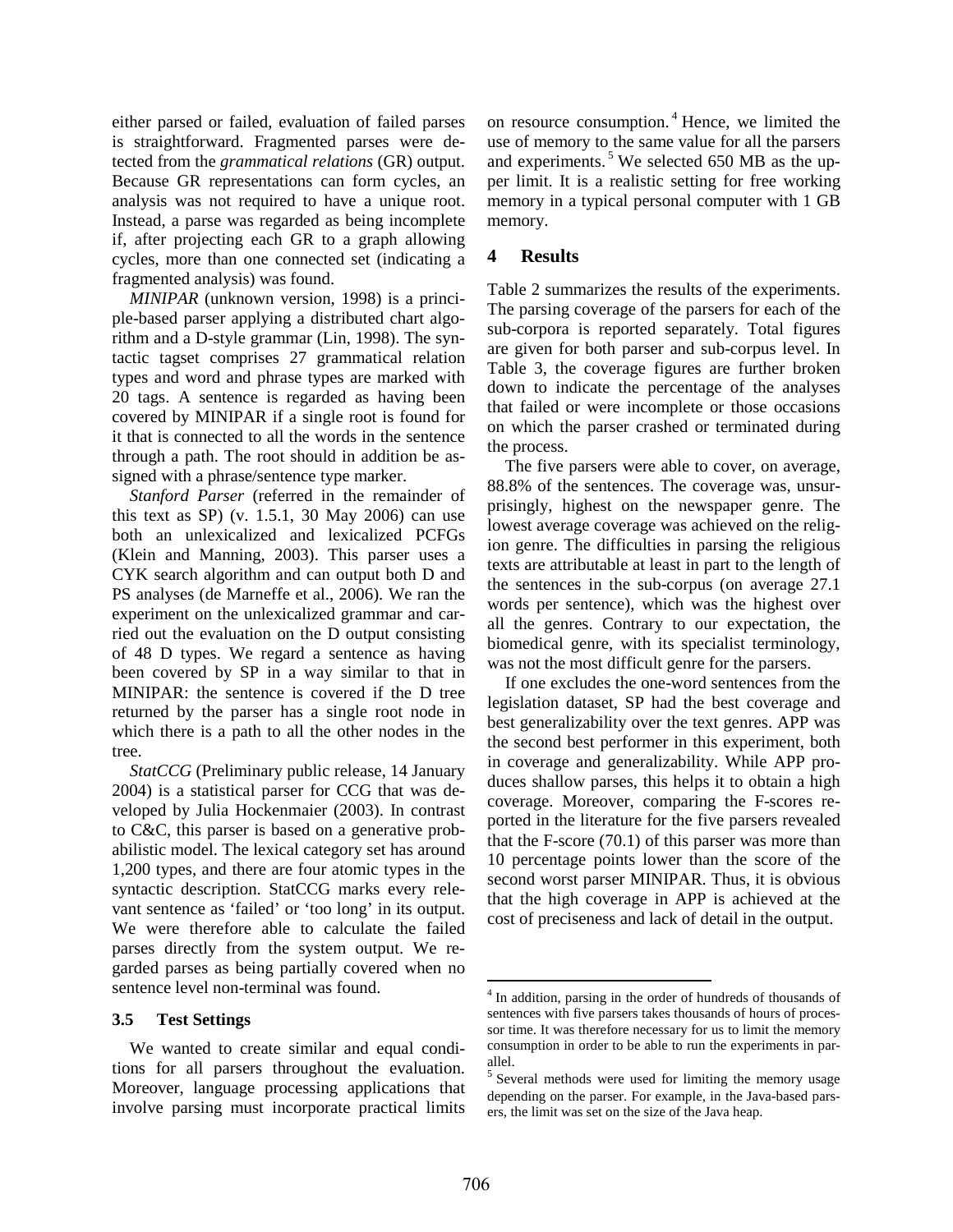either parsed or failed, evaluation of failed parses is straightforward. Fragmented parses were detected from the *grammatical relations* (GR) output. Because GR representations can form cycles, an analysis was not required to have a unique root. Instead, a parse was regarded as being incomplete if, after projecting each GR to a graph allowing cycles, more than one connected set (indicating a fragmented analysis) was found.

*MINIPAR* (unknown version, 1998) is a principle-based parser applying a distributed chart algorithm and a D-style grammar (Lin, 1998). The syntactic tagset comprises 27 grammatical relation types and word and phrase types are marked with 20 tags. A sentence is regarded as having been covered by MINIPAR if a single root is found for it that is connected to all the words in the sentence through a path. The root should in addition be assigned with a phrase/sentence type marker.

*Stanford Parser* (referred in the remainder of this text as SP) (v. 1.5.1, 30 May 2006) can use both an unlexicalized and lexicalized PCFGs (Klein and Manning, 2003). This parser uses a CYK search algorithm and can output both D and PS analyses (de Marneffe et al., 2006). We ran the experiment on the unlexicalized grammar and carried out the evaluation on the D output consisting of 48 D types. We regard a sentence as having been covered by SP in a way similar to that in MINIPAR: the sentence is covered if the D tree returned by the parser has a single root node in which there is a path to all the other nodes in the tree.

*StatCCG* (Preliminary public release, 14 January 2004) is a statistical parser for CCG that was developed by Julia Hockenmaier (2003). In contrast to C&C, this parser is based on a generative probabilistic model. The lexical category set has around 1,200 types, and there are four atomic types in the syntactic description. StatCCG marks every relevant sentence as 'failed' or 'too long' in its output. We were therefore able to calculate the failed parses directly from the system output. We regarded parses as being partially covered when no sentence level non-terminal was found.

### 3.5 Test Settings

We wanted to create similar and equal conditions for all parsers throughout the evaluation. Moreover, language processing applications that involve parsing must incorporate practical limits on resource consumption.[4] Hence, we limited the use of memory to the same value for all the parsers and experiments.[5] We selected 650 MB as the upper limit. It is a realistic setting for free working memory in a typical personal computer with 1 GB memory.

## 4 Results

Table 2 summarizes the results of the experiments. The parsing coverage of the parsers for each of the sub-corpora is reported separately. Total figures are given for both parser and sub-corpus level. In Table 3, the coverage figures are further broken down to indicate the percentage of the analyses that failed or were incomplete or those occasions on which the parser crashed or terminated during the process.

The five parsers were able to cover, on average, 88.8% of the sentences. The coverage was, unsurprisingly, highest on the newspaper genre. The lowest average coverage was achieved on the religion genre. The difficulties in parsing the religious texts are attributable at least in part to the length of the sentences in the sub-corpus (on average 27.1 words per sentence), which was the highest over all the genres. Contrary to our expectation, the biomedical genre, with its specialist terminology, was not the most difficult genre for the parsers.

If one excludes the one-word sentences from the legislation dataset, SP had the best coverage and best generalizability over the text genres. APP was the second best performer in this experiment, both in coverage and generalizability. While APP produces shallow parses, this helps it to obtain a high coverage. Moreover, comparing the F-scores reported in the literature for the five parsers revealed that the F-score (70.1) of this parser was more than 10 percentage points lower than the score of the second worst parser MINIPAR. Thus, it is obvious that the high coverage in APP is achieved at the cost of preciseness and lack of detail in the output.

---

[4] In addition, parsing in the order of hundreds of thousands of sentences with five parsers takes thousands of hours of processor time. It was therefore necessary for us to limit the memory consumption in order to be able to run the experiments in parallel.

[5] Several methods were used for limiting the memory usage depending on the parser. For example, in the Java-based parsers, the limit was set on the size of the Java heap.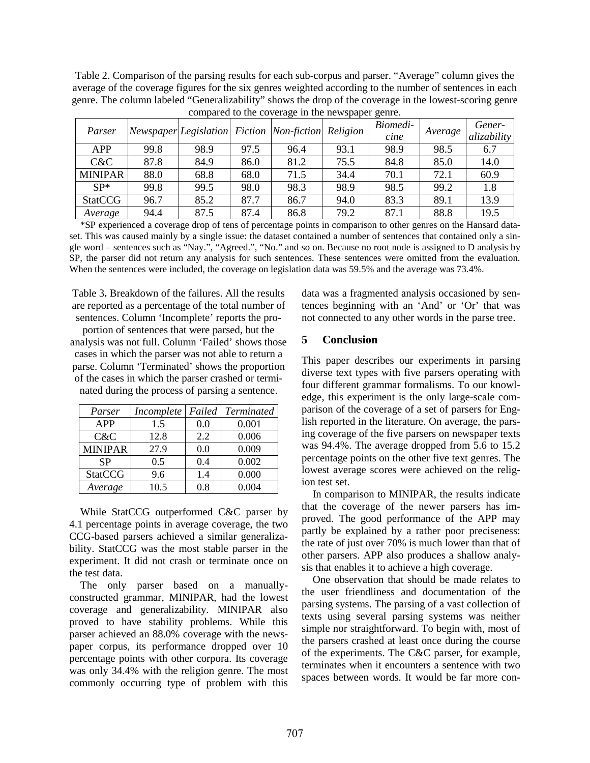Table 2. Comparison of the parsing results for each sub-corpus and parser. "Average" column gives the average of the coverage figures for the six genres weighted according to the number of sentences in each genre. The column labeled "Generalizability" shows the drop of the coverage in the lowest-scoring genre compared to the coverage in the newspaper genre.

| *Parser* | *Newspaper* | *Legislation* | *Fiction* | *Non-fiction* | *Religion* | *Biomedicine* | *Average* | *Generalizability* |
|---|---|---|---|---|---|---|---|---|
| APP | 99.8 | 98.9 | 97.5 | 96.4 | 93.1 | 98.9 | 98.5 | 6.7 |
| C&C | 87.8 | 84.9 | 86.0 | 81.2 | 75.5 | 84.8 | 85.0 | 14.0 |
| MINIPAR | 88.0 | 68.8 | 68.0 | 71.5 | 34.4 | 70.1 | 72.1 | 60.9 |
| SP* | 99.8 | 99.5 | 98.0 | 98.3 | 98.9 | 98.5 | 99.2 | 1.8 |
| StatCCG | 96.7 | 85.2 | 87.7 | 86.7 | 94.0 | 83.3 | 89.1 | 13.9 |
| *Average* | 94.4 | 87.5 | 87.4 | 86.8 | 79.2 | 87.1 | 88.8 | 19.5 |

*SP experienced a coverage drop of tens of percentage points in comparison to other genres on the Hansard dataset. This was caused mainly by a single issue: the dataset contained a number of sentences that contained only a single word – sentences such as "Nay.", "Agreed.", "No." and so on. Because no root node is assigned to D analysis by SP, the parser did not return any analysis for such sentences. These sentences were omitted from the evaluation. When the sentences were included, the coverage on legislation data was 59.5% and the average was 73.4%.

Table 3**.** Breakdown of the failures. All the results are reported as a percentage of the total number of sentences. Column 'Incomplete' reports the proportion of sentences that were parsed, but the analysis was not full. Column 'Failed' shows those cases in which the parser was not able to return a parse. Column 'Terminated' shows the proportion of the cases in which the parser crashed or terminated during the process of parsing a sentence.

| *Parser* | *Incomplete* | *Failed* | *Terminated* |
|---|---|---|---|
| APP | 1.5 | 0.0 | 0.001 |
| C&C | 12.8 | 2.2 | 0.006 |
| MINIPAR | 27.9 | 0.0 | 0.009 |
| SP | 0.5 | 0.4 | 0.002 |
| StatCCG | 9.6 | 1.4 | 0.000 |
| *Average* | 10.5 | 0.8 | 0.004 |

While StatCCG outperformed C&C parser by 4.1 percentage points in average coverage, the two CCG-based parsers achieved a similar generalizability. StatCCG was the most stable parser in the experiment. It did not crash or terminate once on the test data.

The only parser based on a manually-constructed grammar, MINIPAR, had the lowest coverage and generalizability. MINIPAR also proved to have stability problems. While this parser achieved an 88.0% coverage with the newspaper corpus, its performance dropped over 10 percentage points with other corpora. Its coverage was only 34.4% with the religion genre. The most commonly occurring type of problem with this data was a fragmented analysis occasioned by sentences beginning with an 'And' or 'Or' that was not connected to any other words in the parse tree.

## 5 Conclusion

This paper describes our experiments in parsing diverse text types with five parsers operating with four different grammar formalisms. To our knowledge, this experiment is the only large-scale comparison of the coverage of a set of parsers for English reported in the literature. On average, the parsing coverage of the five parsers on newspaper texts was 94.4%. The average dropped from 5.6 to 15.2 percentage points on the other five text genres. The lowest average scores were achieved on the religion test set.

In comparison to MINIPAR, the results indicate that the coverage of the newer parsers has improved. The good performance of the APP may partly be explained by a rather poor preciseness: the rate of just over 70% is much lower than that of other parsers. APP also produces a shallow analysis that enables it to achieve a high coverage.

One observation that should be made relates to the user friendliness and documentation of the parsing systems. The parsing of a vast collection of texts using several parsing systems was neither simple nor straightforward. To begin with, most of the parsers crashed at least once during the course of the experiments. The C&C parser, for example, terminates when it encounters a sentence with two spaces between words. It would be far more con-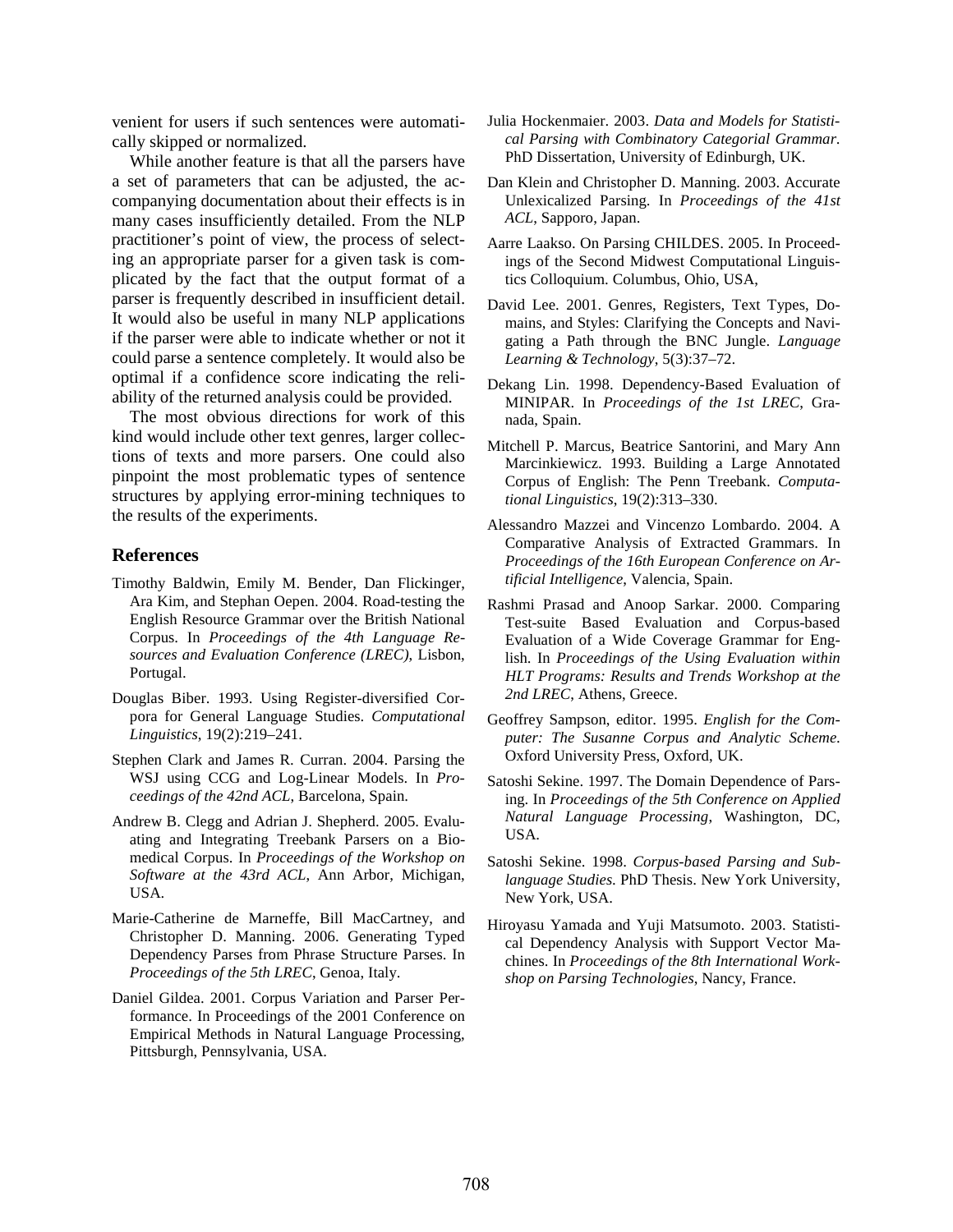venient for users if such sentences were automatically skipped or normalized.

While another feature is that all the parsers have a set of parameters that can be adjusted, the accompanying documentation about their effects is in many cases insufficiently detailed. From the NLP practitioner's point of view, the process of selecting an appropriate parser for a given task is complicated by the fact that the output format of a parser is frequently described in insufficient detail. It would also be useful in many NLP applications if the parser were able to indicate whether or not it could parse a sentence completely. It would also be optimal if a confidence score indicating the reliability of the returned analysis could be provided.

The most obvious directions for work of this kind would include other text genres, larger collections of texts and more parsers. One could also pinpoint the most problematic types of sentence structures by applying error-mining techniques to the results of the experiments.

## References

Timothy Baldwin, Emily M. Bender, Dan Flickinger, Ara Kim, and Stephan Oepen. 2004. Road-testing the English Resource Grammar over the British National Corpus. In *Proceedings of the 4th Language Resources and Evaluation Conference (LREC)*, Lisbon, Portugal.

Douglas Biber. 1993. Using Register-diversified Corpora for General Language Studies. *Computational Linguistics*, 19(2):219–241.

Stephen Clark and James R. Curran. 2004. Parsing the WSJ using CCG and Log-Linear Models. In *Proceedings of the 42nd ACL*, Barcelona, Spain.

Andrew B. Clegg and Adrian J. Shepherd. 2005. Evaluating and Integrating Treebank Parsers on a Biomedical Corpus. In *Proceedings of the Workshop on Software at the 43rd ACL*, Ann Arbor, Michigan, USA.

Marie-Catherine de Marneffe, Bill MacCartney, and Christopher D. Manning. 2006. Generating Typed Dependency Parses from Phrase Structure Parses. In *Proceedings of the 5th LREC*, Genoa, Italy.

Daniel Gildea. 2001. Corpus Variation and Parser Performance. In Proceedings of the 2001 Conference on Empirical Methods in Natural Language Processing, Pittsburgh, Pennsylvania, USA.

Julia Hockenmaier. 2003. *Data and Models for Statistical Parsing with Combinatory Categorial Grammar*. PhD Dissertation, University of Edinburgh, UK.

Dan Klein and Christopher D. Manning. 2003. Accurate Unlexicalized Parsing. In *Proceedings of the 41st ACL*, Sapporo, Japan.

Aarre Laakso. On Parsing CHILDES. 2005. In Proceedings of the Second Midwest Computational Linguistics Colloquium. Columbus, Ohio, USA,

David Lee. 2001. Genres, Registers, Text Types, Domains, and Styles: Clarifying the Concepts and Navigating a Path through the BNC Jungle. *Language Learning & Technology*, 5(3):37–72.

Dekang Lin. 1998. Dependency-Based Evaluation of MINIPAR. In *Proceedings of the 1st LREC*, Granada, Spain.

Mitchell P. Marcus, Beatrice Santorini, and Mary Ann Marcinkiewicz. 1993. Building a Large Annotated Corpus of English: The Penn Treebank. *Computational Linguistics*, 19(2):313–330.

Alessandro Mazzei and Vincenzo Lombardo. 2004. A Comparative Analysis of Extracted Grammars. In *Proceedings of the 16th European Conference on Artificial Intelligence*, Valencia, Spain.

Rashmi Prasad and Anoop Sarkar. 2000. Comparing Test-suite Based Evaluation and Corpus-based Evaluation of a Wide Coverage Grammar for English. In *Proceedings of the Using Evaluation within HLT Programs: Results and Trends Workshop at the 2nd LREC*, Athens, Greece.

Geoffrey Sampson, editor. 1995. *English for the Computer: The Susanne Corpus and Analytic Scheme*. Oxford University Press, Oxford, UK.

Satoshi Sekine. 1997. The Domain Dependence of Parsing. In *Proceedings of the 5th Conference on Applied Natural Language Processing*, Washington, DC, USA.

Satoshi Sekine. 1998. *Corpus-based Parsing and Sublanguage Studies*. PhD Thesis. New York University, New York, USA.

Hiroyasu Yamada and Yuji Matsumoto. 2003. Statistical Dependency Analysis with Support Vector Machines. In *Proceedings of the 8th International Workshop on Parsing Technologies*, Nancy, France.